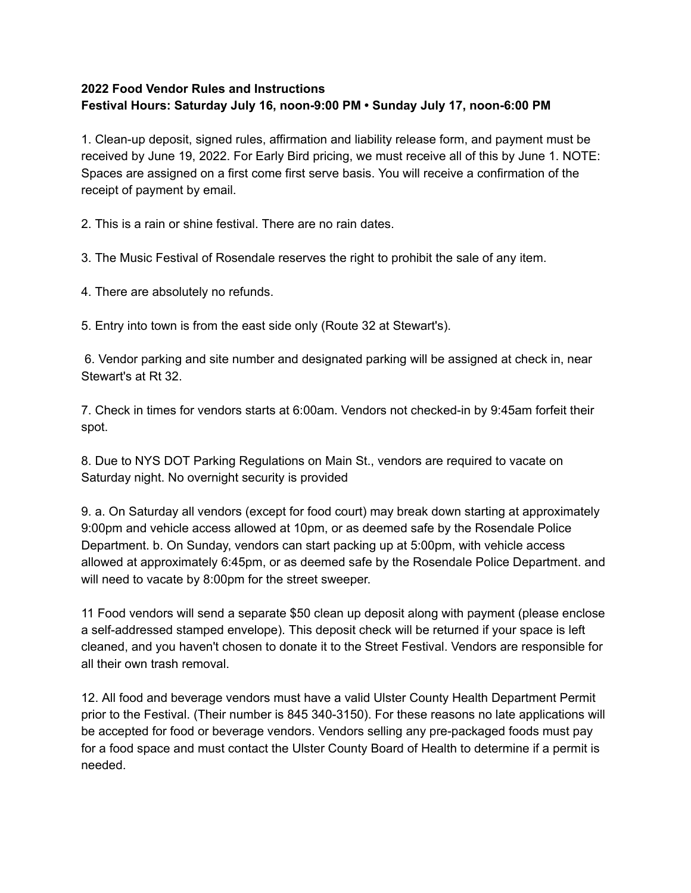**2022 Food Vendor Rules and Instructions**
**Festival Hours: Saturday July 16, noon-9:00 PM • Sunday July 17, noon-6:00 PM**

1. Clean-up deposit, signed rules, affirmation and liability release form, and payment must be received by June 19, 2022. For Early Bird pricing, we must receive all of this by June 1. NOTE: Spaces are assigned on a first come first serve basis. You will receive a confirmation of the receipt of payment by email.

2. This is a rain or shine festival. There are no rain dates.

3. The Music Festival of Rosendale reserves the right to prohibit the sale of any item.

4. There are absolutely no refunds.

5. Entry into town is from the east side only (Route 32 at Stewart's).

6. Vendor parking and site number and designated parking will be assigned at check in, near Stewart's at Rt 32.

7. Check in times for vendors starts at 6:00am. Vendors not checked-in by 9:45am forfeit their spot.

8. Due to NYS DOT Parking Regulations on Main St., vendors are required to vacate on Saturday night. No overnight security is provided

9. a. On Saturday all vendors (except for food court) may break down starting at approximately 9:00pm and vehicle access allowed at 10pm, or as deemed safe by the Rosendale Police Department. b. On Sunday, vendors can start packing up at 5:00pm, with vehicle access allowed at approximately 6:45pm, or as deemed safe by the Rosendale Police Department. and will need to vacate by 8:00pm for the street sweeper.

11 Food vendors will send a separate $50 clean up deposit along with payment (please enclose a self-addressed stamped envelope). This deposit check will be returned if your space is left cleaned, and you haven't chosen to donate it to the Street Festival. Vendors are responsible for all their own trash removal.

12. All food and beverage vendors must have a valid Ulster County Health Department Permit prior to the Festival. (Their number is 845 340-3150). For these reasons no late applications will be accepted for food or beverage vendors. Vendors selling any pre-packaged foods must pay for a food space and must contact the Ulster County Board of Health to determine if a permit is needed.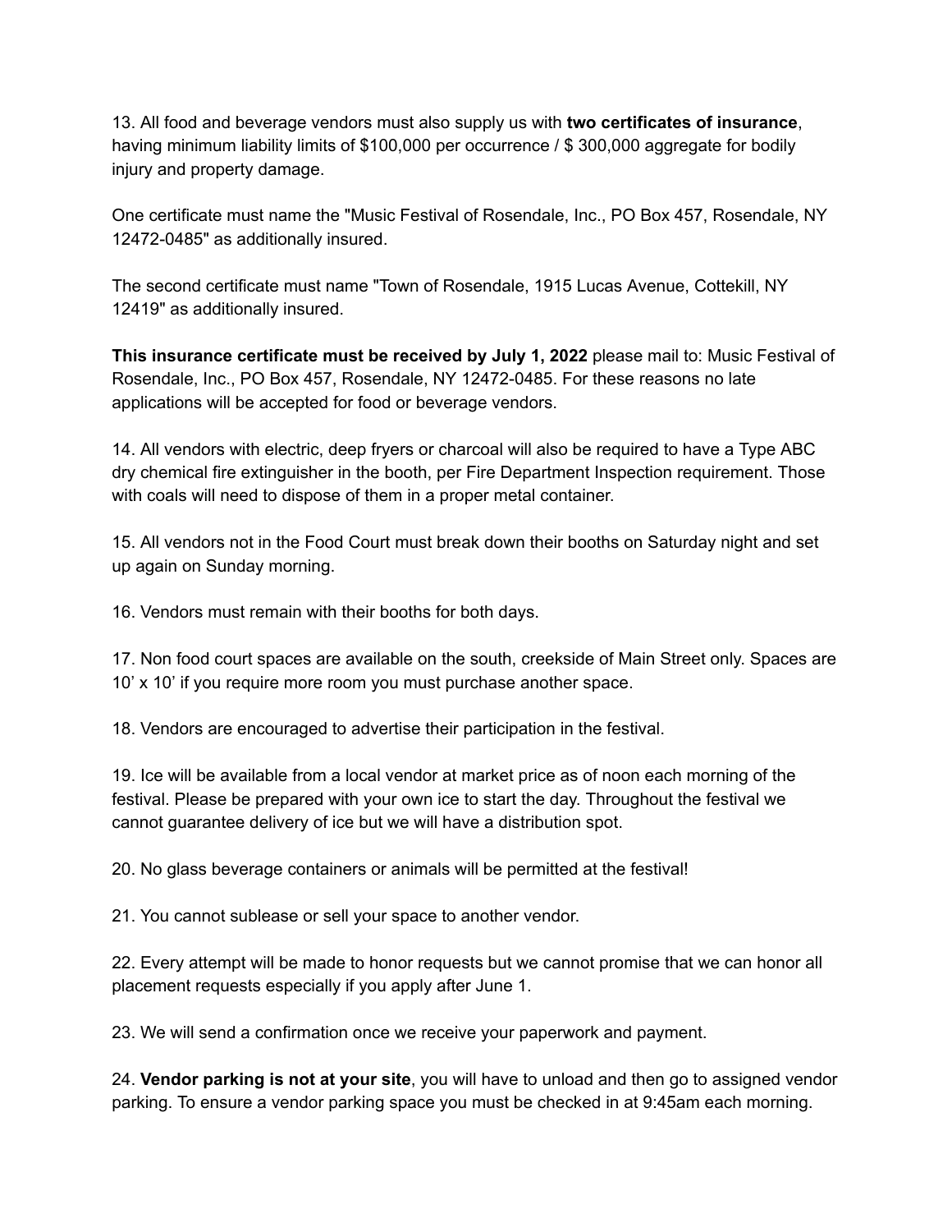13. All food and beverage vendors must also supply us with **two certificates of insurance**, having minimum liability limits of $100,000 per occurrence / $ 300,000 aggregate for bodily injury and property damage.

One certificate must name the "Music Festival of Rosendale, Inc., PO Box 457, Rosendale, NY 12472-0485" as additionally insured.

The second certificate must name "Town of Rosendale, 1915 Lucas Avenue, Cottekill, NY 12419" as additionally insured.

**This insurance certificate must be received by July 1, 2022** please mail to: Music Festival of Rosendale, Inc., PO Box 457, Rosendale, NY 12472-0485. For these reasons no late applications will be accepted for food or beverage vendors.

14. All vendors with electric, deep fryers or charcoal will also be required to have a Type ABC dry chemical fire extinguisher in the booth, per Fire Department Inspection requirement. Those with coals will need to dispose of them in a proper metal container.

15. All vendors not in the Food Court must break down their booths on Saturday night and set up again on Sunday morning.

16. Vendors must remain with their booths for both days.

17. Non food court spaces are available on the south, creekside of Main Street only. Spaces are 10' x 10' if you require more room you must purchase another space.

18. Vendors are encouraged to advertise their participation in the festival.

19. Ice will be available from a local vendor at market price as of noon each morning of the festival. Please be prepared with your own ice to start the day. Throughout the festival we cannot guarantee delivery of ice but we will have a distribution spot.

20. No glass beverage containers or animals will be permitted at the festival!

21. You cannot sublease or sell your space to another vendor.

22. Every attempt will be made to honor requests but we cannot promise that we can honor all placement requests especially if you apply after June 1.

23. We will send a confirmation once we receive your paperwork and payment.

24. **Vendor parking is not at your site**, you will have to unload and then go to assigned vendor parking. To ensure a vendor parking space you must be checked in at 9:45am each morning.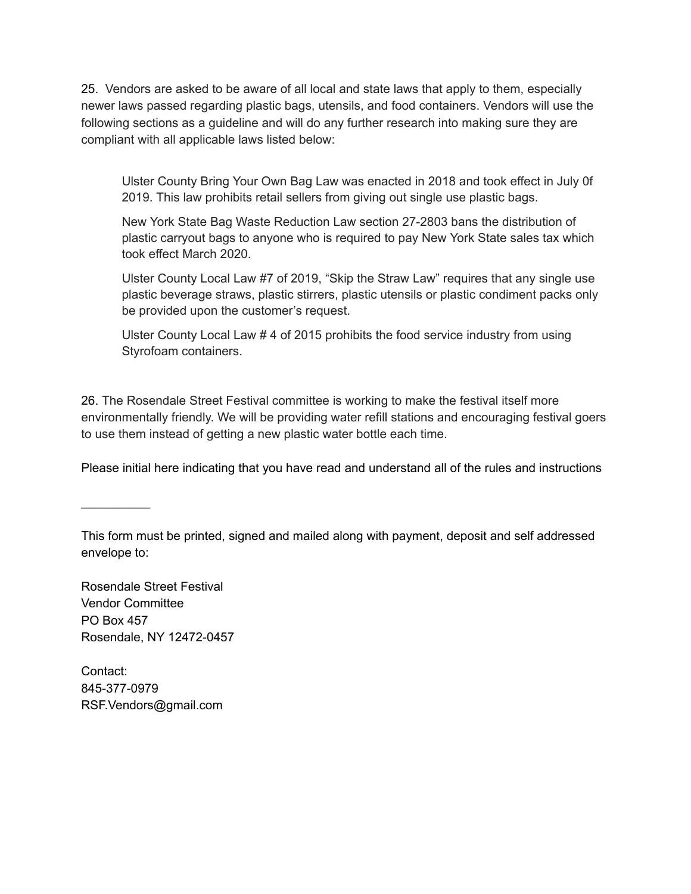25. Vendors are asked to be aware of all local and state laws that apply to them, especially newer laws passed regarding plastic bags, utensils, and food containers. Vendors will use the following sections as a guideline and will do any further research into making sure they are compliant with all applicable laws listed below:

> Ulster County Bring Your Own Bag Law was enacted in 2018 and took effect in July 0f 2019. This law prohibits retail sellers from giving out single use plastic bags.
>
> New York State Bag Waste Reduction Law section 27-2803 bans the distribution of plastic carryout bags to anyone who is required to pay New York State sales tax which took effect March 2020.
>
> Ulster County Local Law #7 of 2019, "Skip the Straw Law" requires that any single use plastic beverage straws, plastic stirrers, plastic utensils or plastic condiment packs only be provided upon the customer's request.
>
> Ulster County Local Law # 4 of 2015 prohibits the food service industry from using Styrofoam containers.

26. The Rosendale Street Festival committee is working to make the festival itself more environmentally friendly. We will be providing water refill stations and encouraging festival goers to use them instead of getting a new plastic water bottle each time.

Please initial here indicating that you have read and understand all of the rules and instructions

__________

This form must be printed, signed and mailed along with payment, deposit and self addressed envelope to:

Rosendale Street Festival  
Vendor Committee  
PO Box 457  
Rosendale, NY 12472-0457

Contact:  
845-377-0979  
RSF.Vendors@gmail.com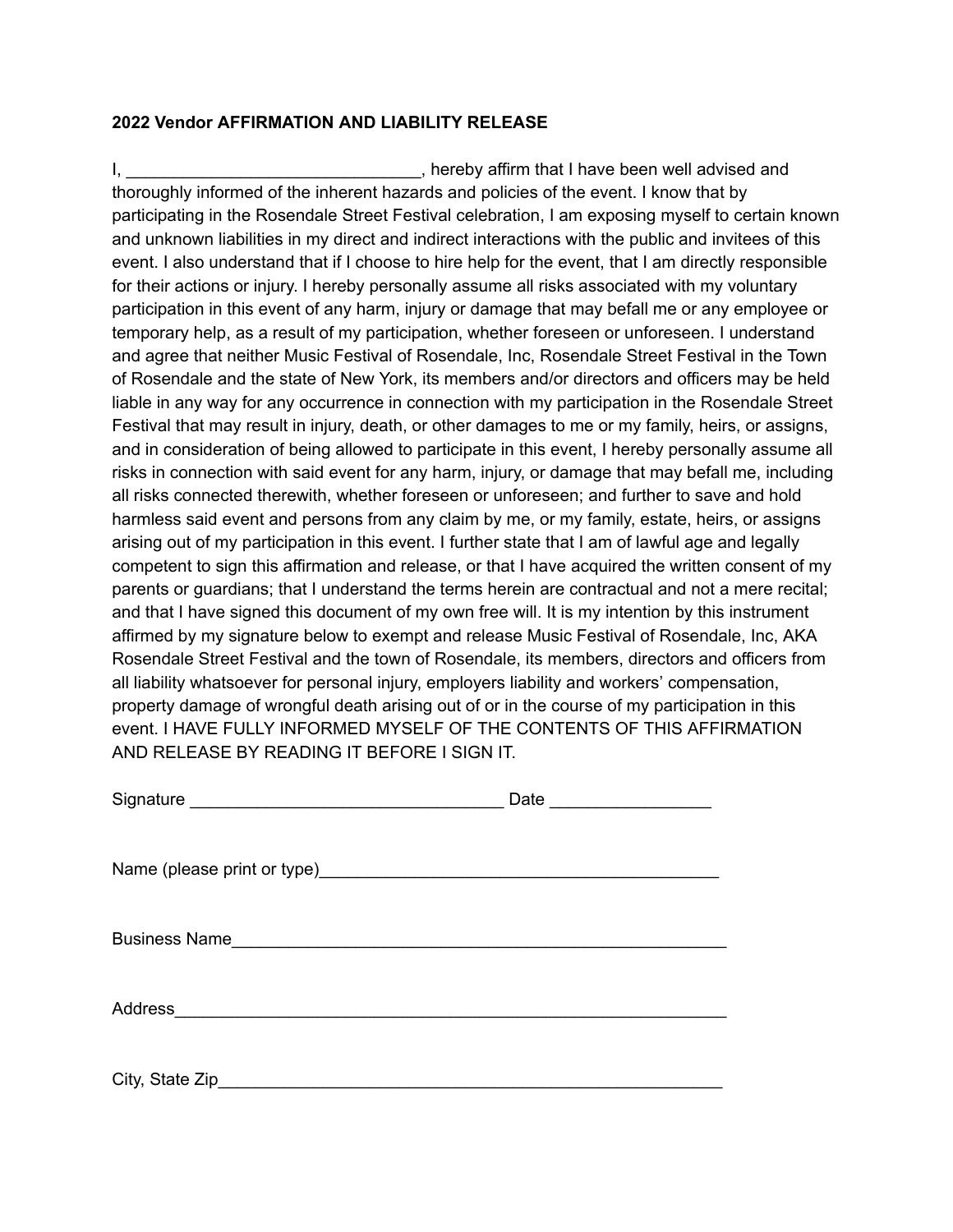**2022 Vendor AFFIRMATION AND LIABILITY RELEASE**

I, ______________________________, hereby affirm that I have been well advised and thoroughly informed of the inherent hazards and policies of the event. I know that by participating in the Rosendale Street Festival celebration, I am exposing myself to certain known and unknown liabilities in my direct and indirect interactions with the public and invitees of this event. I also understand that if I choose to hire help for the event, that I am directly responsible for their actions or injury. I hereby personally assume all risks associated with my voluntary participation in this event of any harm, injury or damage that may befall me or any employee or temporary help, as a result of my participation, whether foreseen or unforeseen. I understand and agree that neither Music Festival of Rosendale, Inc, Rosendale Street Festival in the Town of Rosendale and the state of New York, its members and/or directors and officers may be held liable in any way for any occurrence in connection with my participation in the Rosendale Street Festival that may result in injury, death, or other damages to me or my family, heirs, or assigns, and in consideration of being allowed to participate in this event, I hereby personally assume all risks in connection with said event for any harm, injury, or damage that may befall me, including all risks connected therewith, whether foreseen or unforeseen; and further to save and hold harmless said event and persons from any claim by me, or my family, estate, heirs, or assigns arising out of my participation in this event. I further state that I am of lawful age and legally competent to sign this affirmation and release, or that I have acquired the written consent of my parents or guardians; that I understand the terms herein are contractual and not a mere recital; and that I have signed this document of my own free will. It is my intention by this instrument affirmed by my signature below to exempt and release Music Festival of Rosendale, Inc, AKA Rosendale Street Festival and the town of Rosendale, its members, directors and officers from all liability whatsoever for personal injury, employers liability and workers' compensation, property damage of wrongful death arising out of or in the course of my participation in this event. I HAVE FULLY INFORMED MYSELF OF THE CONTENTS OF THIS AFFIRMATION AND RELEASE BY READING IT BEFORE I SIGN IT.

Signature ________________________________ Date ________________

Name (please print or type)_________________________________________

Business Name___________________________________________________

Address________________________________________________________

City, State Zip___________________________________________________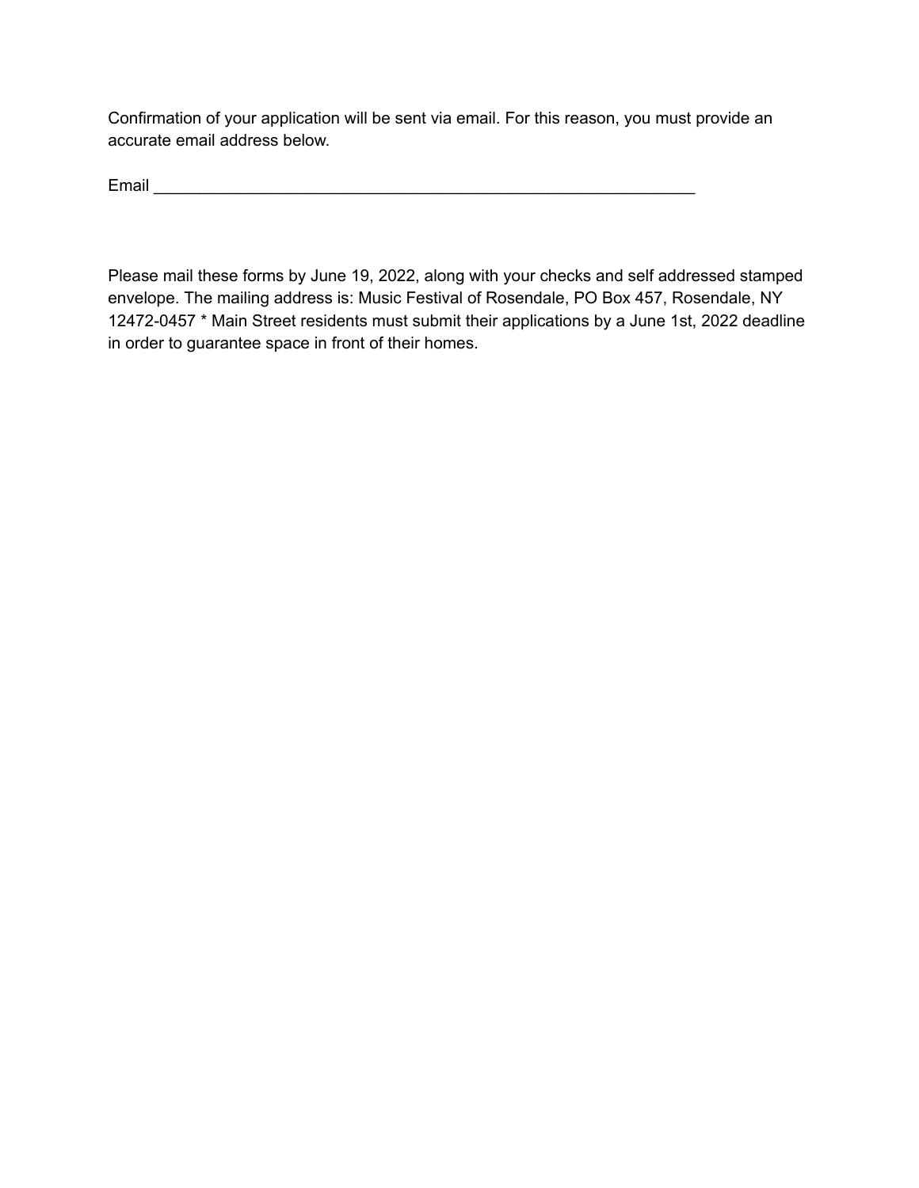Confirmation of your application will be sent via email. For this reason, you must provide an accurate email address below.

Email ______________________________________________________________

Please mail these forms by June 19, 2022, along with your checks and self addressed stamped envelope. The mailing address is: Music Festival of Rosendale, PO Box 457, Rosendale, NY 12472-0457 * Main Street residents must submit their applications by a June 1st, 2022 deadline in order to guarantee space in front of their homes.